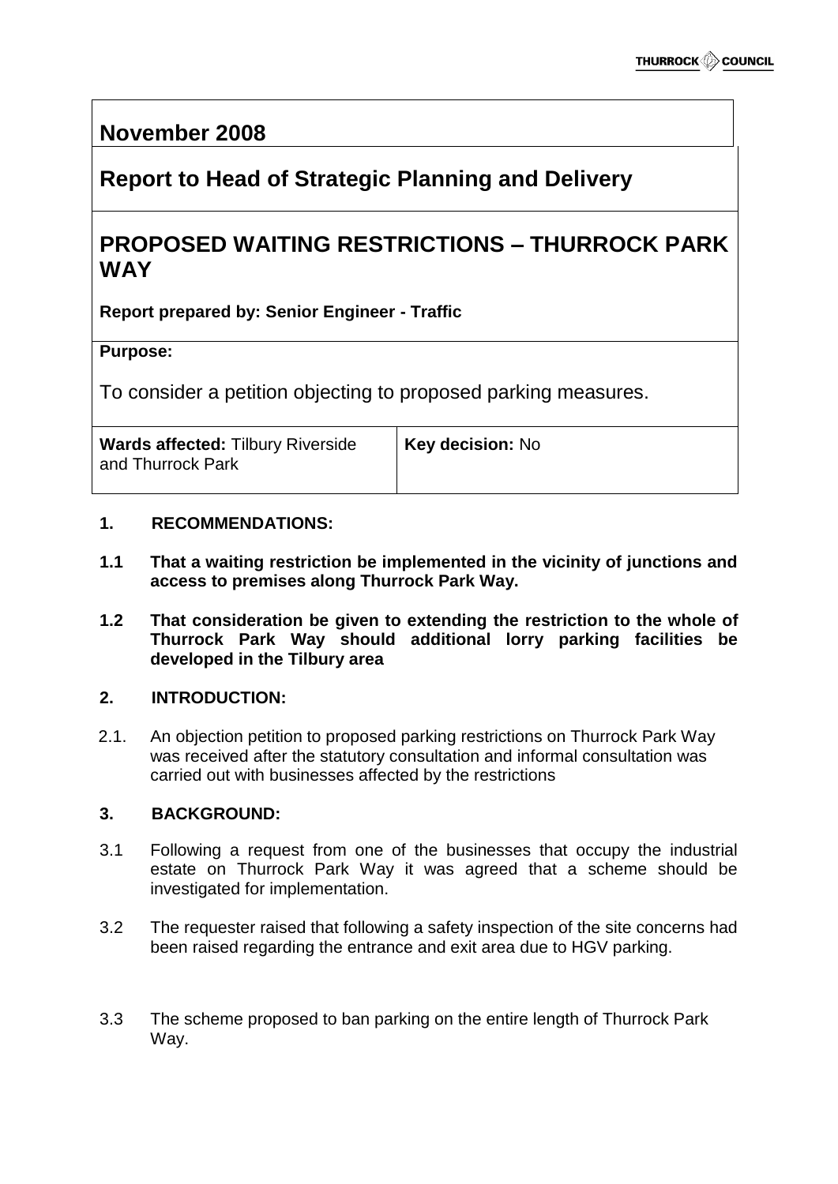**November 2008**

## Report to Head of Strategic Planning and Delivery

# PROPOSED WAITING RESTRICTIONS – THURROCK PARK WAY

**Report prepared by: Senior Engineer - Traffic**

**Purpose:**

To consider a petition objecting to proposed parking measures.

| | |
|---|---|
| **Wards affected:** Tilbury Riverside and Thurrock Park | **Key decision:** No |

**1. RECOMMENDATIONS:**

**1.1 That a waiting restriction be implemented in the vicinity of junctions and access to premises along Thurrock Park Way.**

**1.2 That consideration be given to extending the restriction to the whole of Thurrock Park Way should additional lorry parking facilities be developed in the Tilbury area**

**2. INTRODUCTION:**

2.1. An objection petition to proposed parking restrictions on Thurrock Park Way was received after the statutory consultation and informal consultation was carried out with businesses affected by the restrictions

**3. BACKGROUND:**

3.1 Following a request from one of the businesses that occupy the industrial estate on Thurrock Park Way it was agreed that a scheme should be investigated for implementation.

3.2 The requester raised that following a safety inspection of the site concerns had been raised regarding the entrance and exit area due to HGV parking.

3.3 The scheme proposed to ban parking on the entire length of Thurrock Park Way.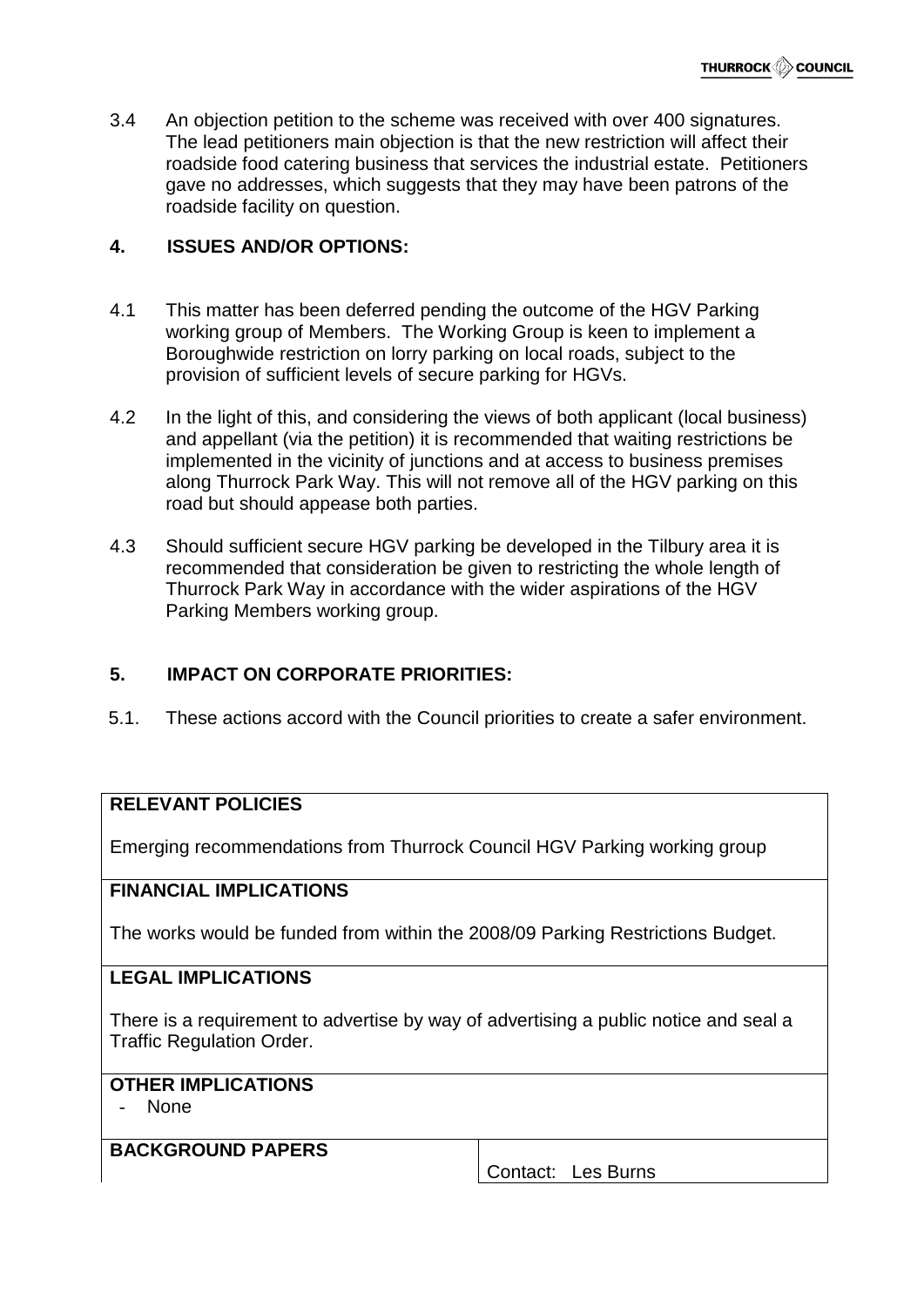3.4 An objection petition to the scheme was received with over 400 signatures. The lead petitioners main objection is that the new restriction will affect their roadside food catering business that services the industrial estate. Petitioners gave no addresses, which suggests that they may have been patrons of the roadside facility on question.

## 4. ISSUES AND/OR OPTIONS:

4.1 This matter has been deferred pending the outcome of the HGV Parking working group of Members. The Working Group is keen to implement a Boroughwide restriction on lorry parking on local roads, subject to the provision of sufficient levels of secure parking for HGVs.

4.2 In the light of this, and considering the views of both applicant (local business) and appellant (via the petition) it is recommended that waiting restrictions be implemented in the vicinity of junctions and at access to business premises along Thurrock Park Way. This will not remove all of the HGV parking on this road but should appease both parties.

4.3 Should sufficient secure HGV parking be developed in the Tilbury area it is recommended that consideration be given to restricting the whole length of Thurrock Park Way in accordance with the wider aspirations of the HGV Parking Members working group.

## 5. IMPACT ON CORPORATE PRIORITIES:

5.1. These actions accord with the Council priorities to create a safer environment.

| | |
|---|---|
| **RELEVANT POLICIES**<br><br>Emerging recommendations from Thurrock Council HGV Parking working group | |
| **FINANCIAL IMPLICATIONS**<br><br>The works would be funded from within the 2008/09 Parking Restrictions Budget. | |
| **LEGAL IMPLICATIONS**<br><br>There is a requirement to advertise by way of advertising a public notice and seal a Traffic Regulation Order. | |
| **OTHER IMPLICATIONS**<br>- None | |
| **BACKGROUND PAPERS** | Contact: Les Burns |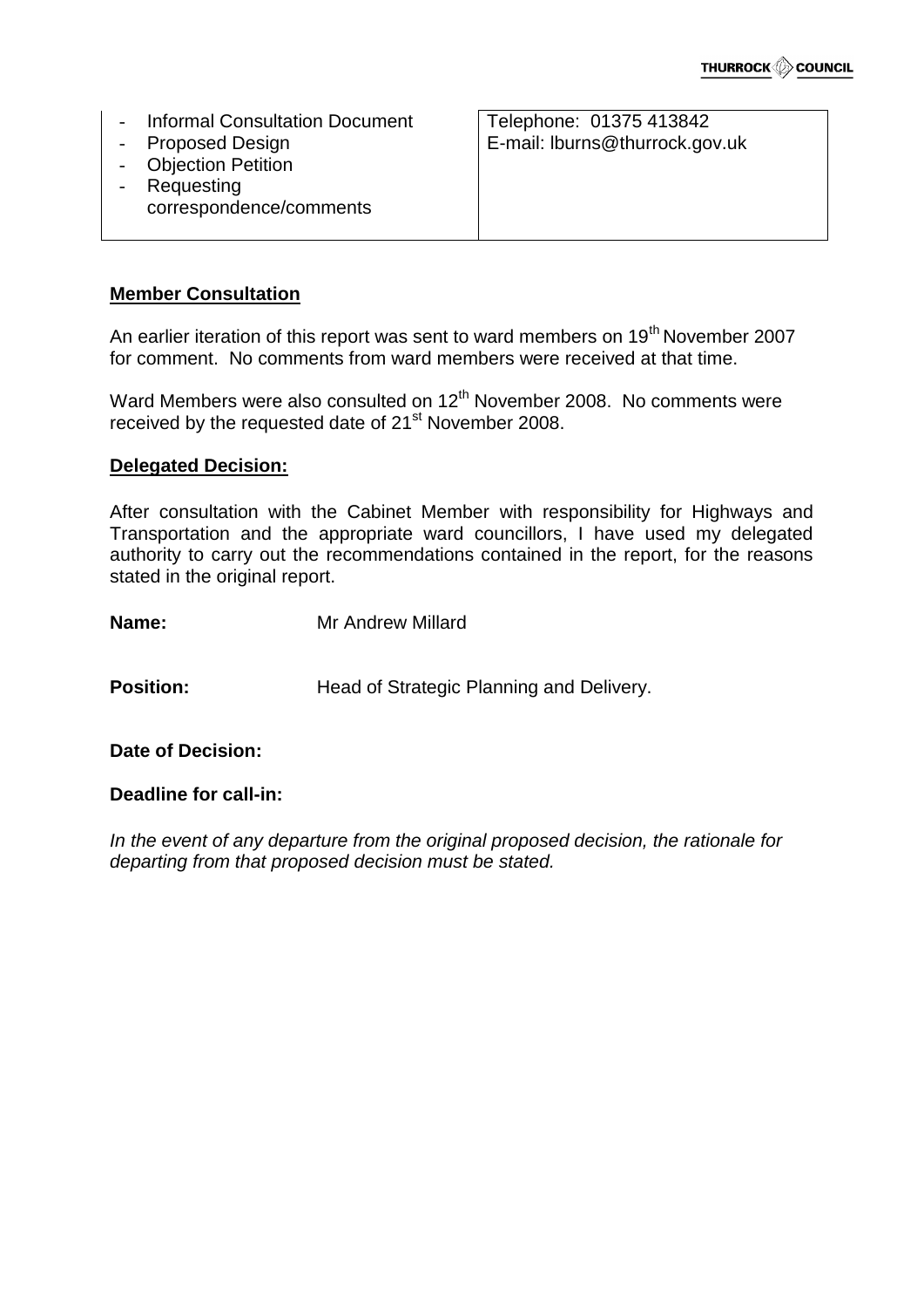| | |
|---|---|
| - Informal Consultation Document<br>- Proposed Design<br>- Objection Petition<br>- Requesting correspondence/comments | Telephone: 01375 413842<br>E-mail: lburns@thurrock.gov.uk |

**Member Consultation**

An earlier iteration of this report was sent to ward members on 19th November 2007 for comment. No comments from ward members were received at that time.

Ward Members were also consulted on 12th November 2008. No comments were received by the requested date of 21st November 2008.

**Delegated Decision:**

After consultation with the Cabinet Member with responsibility for Highways and Transportation and the appropriate ward councillors, I have used my delegated authority to carry out the recommendations contained in the report, for the reasons stated in the original report.

**Name:** Mr Andrew Millard

**Position:** Head of Strategic Planning and Delivery.

**Date of Decision:**

**Deadline for call-in:**

*In the event of any departure from the original proposed decision, the rationale for departing from that proposed decision must be stated.*